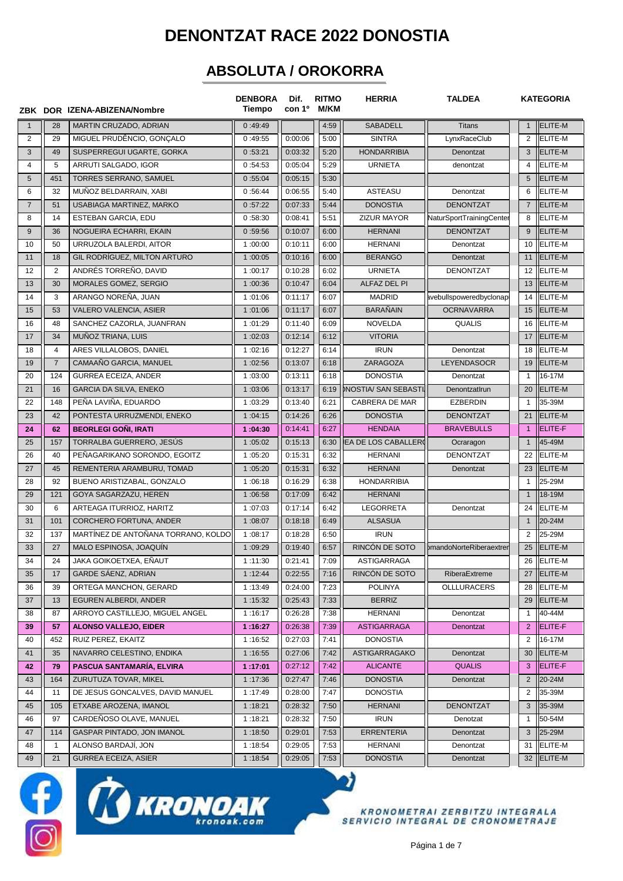# DENONTZAT RACE 2022 DONOSTIA

## ABSOLUTA / OROKORRA

| ZBK | DOR | IZENA-ABIZENA/Nombre | DENBORA Tiempo | Dif. con 1º | RITMO M/KM | HERRIA | TALDEA | | KATEGORIA |
|---|---|---|---|---|---|---|---|---|---|
| 1 | 28 | MARTIN CRUZADO, ADRIAN | 0 :49:49 | | 4:59 | SABADELL | Titans | 1 | ELITE-M |
| 2 | 29 | MIGUEL PRUDÊNCIO, GONÇALO | 0 :49:55 | 0:00:06 | 5:00 | SINTRA | LynxRaceClub | 2 | ELITE-M |
| 3 | 49 | SUSPERREGUI UGARTE, GORKA | 0 :53:21 | 0:03:32 | 5:20 | HONDARRIBIA | Denontzat | 3 | ELITE-M |
| 4 | 5 | ARRUTI SALGADO, IGOR | 0 :54:53 | 0:05:04 | 5:29 | URNIETA | denontzat | 4 | ELITE-M |
| 5 | 451 | TORRES SERRANO, SAMUEL | 0 :55:04 | 0:05:15 | 5:30 | | | 5 | ELITE-M |
| 6 | 32 | MUÑOZ BELDARRAIN, XABI | 0 :56:44 | 0:06:55 | 5:40 | ASTEASU | Denontzat | 6 | ELITE-M |
| 7 | 51 | USABIAGA MARTINEZ, MARKO | 0 :57:22 | 0:07:33 | 5:44 | DONOSTIA | DENONTZAT | 7 | ELITE-M |
| 8 | 14 | ESTEBAN GARCIA, EDU | 0 :58:30 | 0:08:41 | 5:51 | ZIZUR MAYOR | NaturSportTrainingCenter | 8 | ELITE-M |
| 9 | 36 | NOGUEIRA ECHARRI, EKAIN | 0 :59:56 | 0:10:07 | 6:00 | HERNANI | DENONTZAT | 9 | ELITE-M |
| 10 | 50 | URRUZOLA BALERDI, AITOR | 1 :00:00 | 0:10:11 | 6:00 | HERNANI | Denontzat | 10 | ELITE-M |
| 11 | 18 | GIL RODRÍGUEZ, MILTON ARTURO | 1 :00:05 | 0:10:16 | 6:00 | BERANGO | Denontzat | 11 | ELITE-M |
| 12 | 2 | ANDRÉS TORREÑO, DAVID | 1 :00:17 | 0:10:28 | 6:02 | URNIETA | DENONTZAT | 12 | ELITE-M |
| 13 | 30 | MORALES GOMEZ, SERGIO | 1 :00:36 | 0:10:47 | 6:04 | ALFAZ DEL PI | | 13 | ELITE-M |
| 14 | 3 | ARANGO NOREÑA, JUAN | 1 :01:06 | 0:11:17 | 6:07 | MADRID | avebullspoweredbyclonap | 14 | ELITE-M |
| 15 | 53 | VALERO VALENCIA, ASIER | 1 :01:06 | 0:11:17 | 6:07 | BARAÑAIN | OCRNAVARRA | 15 | ELITE-M |
| 16 | 48 | SANCHEZ CAZORLA, JUANFRAN | 1 :01:29 | 0:11:40 | 6:09 | NOVELDA | QUALIS | 16 | ELITE-M |
| 17 | 34 | MUÑOZ TRIANA, LUIS | 1 :02:03 | 0:12:14 | 6:12 | VITORIA | | 17 | ELITE-M |
| 18 | 4 | ARES VILLALOBOS, DANIEL | 1 :02:16 | 0:12:27 | 6:14 | IRUN | Denontzat | 18 | ELITE-M |
| 19 | 7 | CAMAAÑO GARCIA, MANUEL | 1 :02:56 | 0:13:07 | 6:18 | ZARAGOZA | LEYENDASOCR | 19 | ELITE-M |
| 20 | 124 | GURREA ECEIZA, ANDER | 1 :03:00 | 0:13:11 | 6:18 | DONOSTIA | Denontzat | 1 | 16-17M |
| 21 | 16 | GARCIA DA SILVA, ENEKO | 1 :03:06 | 0:13:17 | 6:19 | )NOSTIA/ SAN SEBASTI | DenontzatIrun | 20 | ELITE-M |
| 22 | 148 | PEÑA LAVIÑA, EDUARDO | 1 :03:29 | 0:13:40 | 6:21 | CABRERA DE MAR | EZBERDIN | 1 | 35-39M |
| 23 | 42 | PONTESTA URRUZMENDI, ENEKO | 1 :04:15 | 0:14:26 | 6:26 | DONOSTIA | DENONTZAT | 21 | ELITE-M |
| **24** | **62** | **BEORLEGI GOÑI, IRATI** | **1 :04:30** | 0:14:41 | 6:27 | HENDAIA | BRAVEBULLS | 1 | ELITE-F |
| 25 | 157 | TORRALBA GUERRERO, JESÚS | 1 :05:02 | 0:15:13 | 6:30 | EA DE LOS CABALLER( | Ocraragon | 1 | 45-49M |
| 26 | 40 | PEÑAGARIKANO SORONDO, EGOITZ | 1 :05:20 | 0:15:31 | 6:32 | HERNANI | DENONTZAT | 22 | ELITE-M |
| 27 | 45 | REMENTERIA ARAMBURU, TOMAD | 1 :05:20 | 0:15:31 | 6:32 | HERNANI | Denontzat | 23 | ELITE-M |
| 28 | 92 | BUENO ARISTIZABAL, GONZALO | 1 :06:18 | 0:16:29 | 6:38 | HONDARRIBIA | | 1 | 25-29M |
| 29 | 121 | GOYA SAGARZAZU, HEREN | 1 :06:58 | 0:17:09 | 6:42 | HERNANI | | 1 | 18-19M |
| 30 | 6 | ARTEAGA ITURRIOZ, HARITZ | 1 :07:03 | 0:17:14 | 6:42 | LEGORRETA | Denontzat | 24 | ELITE-M |
| 31 | 101 | CORCHERO FORTUNA, ANDER | 1 :08:07 | 0:18:18 | 6:49 | ALSASUA | | 1 | 20-24M |
| 32 | 137 | MARTÍNEZ DE ANTOÑANA TORRANO, KOLDO | 1 :08:17 | 0:18:28 | 6:50 | IRUN | | 2 | 25-29M |
| 33 | 27 | MALO ESPINOSA, JOAQUÍN | 1 :09:29 | 0:19:40 | 6:57 | RINCÓN DE SOTO | omandoNorteRiberaextrer | 25 | ELITE-M |
| 34 | 24 | JAKA GOIKOETXEA, EÑAUT | 1 :11:30 | 0:21:41 | 7:09 | ASTIGARRAGA | | 26 | ELITE-M |
| 35 | 17 | GARDE SÁENZ, ADRIAN | 1 :12:44 | 0:22:55 | 7:16 | RINCÓN DE SOTO | RiberaExtreme | 27 | ELITE-M |
| 36 | 39 | ORTEGA MANCHON, GERARD | 1 :13:49 | 0:24:00 | 7:23 | POLINYA | OLLLURACERS | 28 | ELITE-M |
| 37 | 13 | EGUREN ALBERDI, ANDER | 1 :15:32 | 0:25:43 | 7:33 | BERRIZ | | 29 | ELITE-M |
| 38 | 87 | ARROYO CASTILLEJO, MIGUEL ANGEL | 1 :16:17 | 0:26:28 | 7:38 | HERNANI | Denontzat | 1 | 40-44M |
| **39** | **57** | **ALONSO VALLEJO, EIDER** | **1 :16:27** | 0:26:38 | 7:39 | ASTIGARRAGA | Denontzat | 2 | ELITE-F |
| 40 | 452 | RUIZ PEREZ, EKAITZ | 1 :16:52 | 0:27:03 | 7:41 | DONOSTIA | | 2 | 16-17M |
| 41 | 35 | NAVARRO CELESTINO, ENDIKA | 1 :16:55 | 0:27:06 | 7:42 | ASTIGARRAGAKO | Denontzat | 30 | ELITE-M |
| **42** | **79** | **PASCUA SANTAMARÍA, ELVIRA** | **1 :17:01** | 0:27:12 | 7:42 | ALICANTE | QUALIS | 3 | ELITE-F |
| 43 | 164 | ZURUTUZA TOVAR, MIKEL | 1 :17:36 | 0:27:47 | 7:46 | DONOSTIA | Denontzat | 2 | 20-24M |
| 44 | 11 | DE JESUS GONCALVES, DAVID MANUEL | 1 :17:49 | 0:28:00 | 7:47 | DONOSTIA | | 2 | 35-39M |
| 45 | 105 | ETXABE AROZENA, IMANOL | 1 :18:21 | 0:28:32 | 7:50 | HERNANI | DENONTZAT | 3 | 35-39M |
| 46 | 97 | CARDEÑOSO OLAVE, MANUEL | 1 :18:21 | 0:28:32 | 7:50 | IRUN | Denotzat | 1 | 50-54M |
| 47 | 114 | GASPAR PINTADO, JON IMANOL | 1 :18:50 | 0:29:01 | 7:53 | ERRENTERIA | Denontzat | 3 | 25-29M |
| 48 | 1 | ALONSO BARDAJÍ, JON | 1 :18:54 | 0:29:05 | 7:53 | HERNANI | Denontzat | 31 | ELITE-M |
| 49 | 21 | GURREA ECEIZA, ASIER | 1 :18:54 | 0:29:05 | 7:53 | DONOSTIA | Denontzat | 32 | ELITE-M |

KRONOAK kronoak.com

KRONOMETRAI ZERBITZU INTEGRALA
SERVICIO INTEGRAL DE CRONOMETRAJE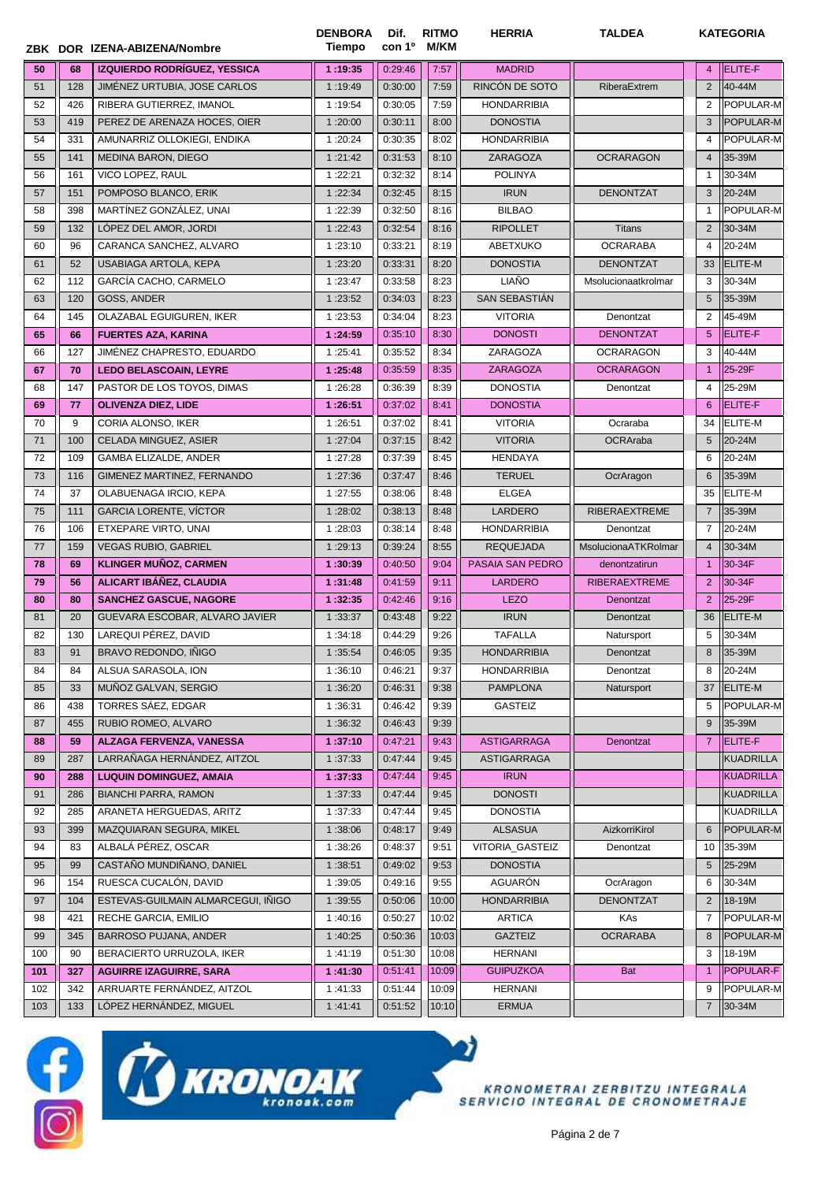| ZBK | DOR | IZENA-ABIZENA/Nombre | DENBORA Tiempo | Dif. con 1º | RITMO M/KM | HERRIA | TALDEA | | KATEGORIA |
|---|---|---|---|---|---|---|---|---|---|
| 50 | 68 | **IZQUIERDO RODRÍGUEZ, YESSICA** | **1:19:35** | 0:29:46 | 7:57 | MADRID | | 4 | ELITE-F |
| 51 | 128 | JIMÉNEZ URTUBIA, JOSE CARLOS | 1:19:49 | 0:30:00 | 7:59 | RINCÓN DE SOTO | RiberaExtrem | 2 | 40-44M |
| 52 | 426 | RIBERA GUTIERREZ, IMANOL | 1:19:54 | 0:30:05 | 7:59 | HONDARRIBIA | | 2 | POPULAR-M |
| 53 | 419 | PEREZ DE ARENAZA HOCES, OIER | 1:20:00 | 0:30:11 | 8:00 | DONOSTIA | | 3 | POPULAR-M |
| 54 | 331 | AMUNARRIZ OLLOKIEGI, ENDIKA | 1:20:24 | 0:30:35 | 8:02 | HONDARRIBIA | | 4 | POPULAR-M |
| 55 | 141 | MEDINA BARON, DIEGO | 1:21:42 | 0:31:53 | 8:10 | ZARAGOZA | OCRARAGON | 4 | 35-39M |
| 56 | 161 | VICO LOPEZ, RAUL | 1:22:21 | 0:32:32 | 8:14 | POLINYA | | 1 | 30-34M |
| 57 | 151 | POMPOSO BLANCO, ERIK | 1:22:34 | 0:32:45 | 8:15 | IRUN | DENONTZAT | 3 | 20-24M |
| 58 | 398 | MARTÍNEZ GONZÁLEZ, UNAI | 1:22:39 | 0:32:50 | 8:16 | BILBAO | | 1 | POPULAR-M |
| 59 | 132 | LÓPEZ DEL AMOR, JORDI | 1:22:43 | 0:32:54 | 8:16 | RIPOLLET | Titans | 2 | 30-34M |
| 60 | 96 | CARANCA SANCHEZ, ALVARO | 1:23:10 | 0:33:21 | 8:19 | ABETXUKO | OCRARABA | 4 | 20-24M |
| 61 | 52 | USABIAGA ARTOLA, KEPA | 1:23:20 | 0:33:31 | 8:20 | DONOSTIA | DENONTZAT | 33 | ELITE-M |
| 62 | 112 | GARCÍA CACHO, CARMELO | 1:23:47 | 0:33:58 | 8:23 | LIAÑO | Msolucionaatkrolmar | 3 | 30-34M |
| 63 | 120 | GOSS, ANDER | 1:23:52 | 0:34:03 | 8:23 | SAN SEBASTIÁN | | 5 | 35-39M |
| 64 | 145 | OLAZABAL EGUIGUREN, IKER | 1:23:53 | 0:34:04 | 8:23 | VITORIA | Denontzat | 2 | 45-49M |
| **65** | **66** | **FUERTES AZA, KARINA** | **1:24:59** | 0:35:10 | 8:30 | DONOSTI | DENONTZAT | 5 | ELITE-F |
| 66 | 127 | JIMÉNEZ CHAPRESTO, EDUARDO | 1:25:41 | 0:35:52 | 8:34 | ZARAGOZA | OCRARAGON | 3 | 40-44M |
| **67** | **70** | **LEDO BELASCOAIN, LEYRE** | **1:25:48** | 0:35:59 | 8:35 | ZARAGOZA | OCRARAGON | 1 | 25-29F |
| 68 | 147 | PASTOR DE LOS TOYOS, DIMAS | 1:26:28 | 0:36:39 | 8:39 | DONOSTIA | Denontzat | 4 | 25-29M |
| **69** | **77** | **OLIVENZA DIEZ, LIDE** | **1:26:51** | 0:37:02 | 8:41 | DONOSTIA | | 6 | ELITE-F |
| 70 | 9 | CORIA ALONSO, IKER | 1:26:51 | 0:37:02 | 8:41 | VITORIA | Ocraraba | 34 | ELITE-M |
| 71 | 100 | CELADA MINGUEZ, ASIER | 1:27:04 | 0:37:15 | 8:42 | VITORIA | OCRAraba | 5 | 20-24M |
| 72 | 109 | GAMBA ELIZALDE, ANDER | 1:27:28 | 0:37:39 | 8:45 | HENDAYA | | 6 | 20-24M |
| 73 | 116 | GIMENEZ MARTINEZ, FERNANDO | 1:27:36 | 0:37:47 | 8:46 | TERUEL | OcrAragon | 6 | 35-39M |
| 74 | 37 | OLABUENAGA IRCIO, KEPA | 1:27:55 | 0:38:06 | 8:48 | ELGEA | | 35 | ELITE-M |
| 75 | 111 | GARCIA LORENTE, VÍCTOR | 1:28:02 | 0:38:13 | 8:48 | LARDERO | RIBERAEXTREME | 7 | 35-39M |
| 76 | 106 | ETXEPARE VIRTO, UNAI | 1:28:03 | 0:38:14 | 8:48 | HONDARRIBIA | Denontzat | 7 | 20-24M |
| 77 | 159 | VEGAS RUBIO, GABRIEL | 1:29:13 | 0:39:24 | 8:55 | REQUEJADA | MsolucionaATKRolmar | 4 | 30-34M |
| **78** | **69** | **KLINGER MUÑOZ, CARMEN** | **1:30:39** | 0:40:50 | 9:04 | PASAIA SAN PEDRO | denontzatirun | 1 | 30-34F |
| **79** | **56** | **ALICART IBÁÑEZ, CLAUDIA** | **1:31:48** | 0:41:59 | 9:11 | LARDERO | RIBERAEXTREME | 2 | 30-34F |
| **80** | **80** | **SANCHEZ GASCUE, NAGORE** | **1:32:35** | 0:42:46 | 9:16 | LEZO | Denontzat | 2 | 25-29F |
| 81 | 20 | GUEVARA ESCOBAR, ALVARO JAVIER | 1:33:37 | 0:43:48 | 9:22 | IRUN | Denontzat | 36 | ELITE-M |
| 82 | 130 | LAREQUI PÉREZ, DAVID | 1:34:18 | 0:44:29 | 9:26 | TAFALLA | Natursport | 5 | 30-34M |
| 83 | 91 | BRAVO REDONDO, IÑIGO | 1:35:54 | 0:46:05 | 9:35 | HONDARRIBIA | Denontzat | 8 | 35-39M |
| 84 | 84 | ALSUA SARASOLA, ION | 1:36:10 | 0:46:21 | 9:37 | HONDARRIBIA | Denontzat | 8 | 20-24M |
| 85 | 33 | MUÑOZ GALVAN, SERGIO | 1:36:20 | 0:46:31 | 9:38 | PAMPLONA | Natursport | 37 | ELITE-M |
| 86 | 438 | TORRES SÁEZ, EDGAR | 1:36:31 | 0:46:42 | 9:39 | GASTEIZ | | 5 | POPULAR-M |
| 87 | 455 | RUBIO ROMEO, ALVARO | 1:36:32 | 0:46:43 | 9:39 | | | 9 | 35-39M |
| **88** | **59** | **ALZAGA FERVENZA, VANESSA** | **1:37:10** | 0:47:21 | 9:43 | ASTIGARRAGA | Denontzat | 7 | ELITE-F |
| 89 | 287 | LARRAÑAGA HERNÁNDEZ, AITZOL | 1:37:33 | 0:47:44 | 9:45 | ASTIGARRAGA | | | KUADRILLA |
| **90** | **288** | **LUQUIN DOMINGUEZ, AMAIA** | **1:37:33** | 0:47:44 | 9:45 | IRUN | | | KUADRILLA |
| 91 | 286 | BIANCHI PARRA, RAMON | 1:37:33 | 0:47:44 | 9:45 | DONOSTI | | | KUADRILLA |
| 92 | 285 | ARANETA HERGUEDAS, ARITZ | 1:37:33 | 0:47:44 | 9:45 | DONOSTIA | | | KUADRILLA |
| 93 | 399 | MAZQUIARAN SEGURA, MIKEL | 1:38:06 | 0:48:17 | 9:49 | ALSASUA | AizkorriKirol | 6 | POPULAR-M |
| 94 | 83 | ALBALÁ PÉREZ, OSCAR | 1:38:26 | 0:48:37 | 9:51 | VITORIA_GASTEIZ | Denontzat | 10 | 35-39M |
| 95 | 99 | CASTAÑO MUNDIÑANO, DANIEL | 1:38:51 | 0:49:02 | 9:53 | DONOSTIA | | 5 | 25-29M |
| 96 | 154 | RUESCA CUCALÓN, DAVID | 1:39:05 | 0:49:16 | 9:55 | AGUARÓN | OcrAragon | 6 | 30-34M |
| 97 | 104 | ESTEVAS-GUILMAIN ALMARCEGUI, IÑIGO | 1:39:55 | 0:50:06 | 10:00 | HONDARRIBIA | DENONTZAT | 2 | 18-19M |
| 98 | 421 | RECHE GARCIA, EMILIO | 1:40:16 | 0:50:27 | 10:02 | ARTICA | KAs | 7 | POPULAR-M |
| 99 | 345 | BARROSO PUJANA, ANDER | 1:40:25 | 0:50:36 | 10:03 | GAZTEIZ | OCRARABA | 8 | POPULAR-M |
| 100 | 90 | BERACIERTO URRUZOLA, IKER | 1:41:19 | 0:51:30 | 10:08 | HERNANI | | 3 | 18-19M |
| **101** | **327** | **AGUIRRE IZAGUIRRE, SARA** | **1:41:30** | 0:51:41 | 10:09 | GUIPUZKOA | Bat | 1 | POPULAR-F |
| 102 | 342 | ARRUARTE FERNÁNDEZ, AITZOL | 1:41:33 | 0:51:44 | 10:09 | HERNANI | | 9 | POPULAR-M |
| 103 | 133 | LÓPEZ HERNÁNDEZ, MIGUEL | 1:41:41 | 0:51:52 | 10:10 | ERMUA | | 7 | 30-34M |

KRONOAK kronoak.com

KRONOMETRAI ZERBITZU INTEGRALA
SERVICIO INTEGRAL DE CRONOMETRAJE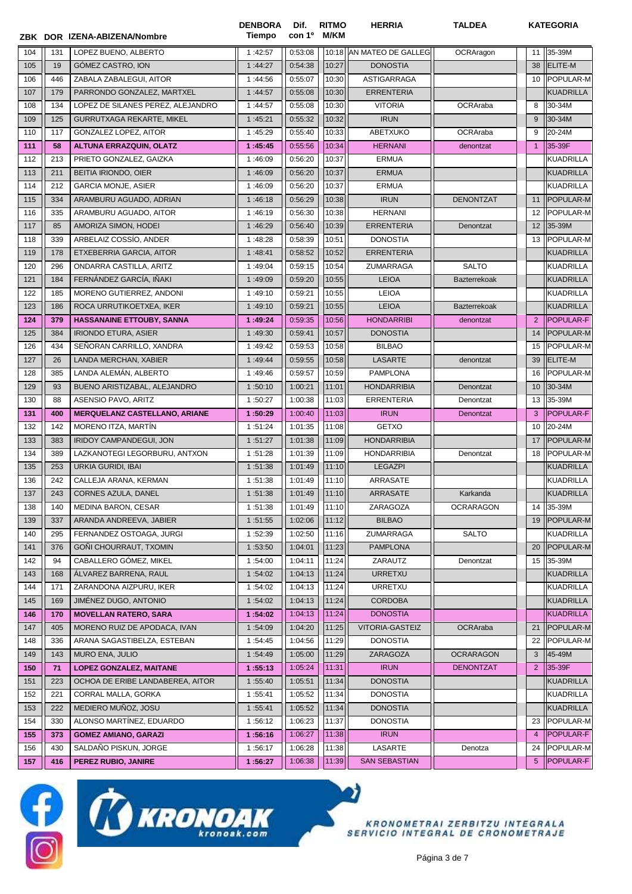| ZBK | DOR | IZENA-ABIZENA/Nombre | DENBORA Tiempo | Dif. con 1º | RITMO M/KM | HERRIA | TALDEA | | KATEGORIA |
|---|---|---|---|---|---|---|---|---|---|
| 104 | 131 | LOPEZ BUENO, ALBERTO | 1:42:57 | 0:53:08 | 10:18 | AN MATEO DE GALLEG | OCRAragon | 11 | 35-39M |
| 105 | 19 | GÓMEZ CASTRO, ION | 1:44:27 | 0:54:38 | 10:27 | DONOSTIA | | 38 | ELITE-M |
| 106 | 446 | ZABALA ZABALEGUI, AITOR | 1:44:56 | 0:55:07 | 10:30 | ASTIGARRAGA | | 10 | POPULAR-M |
| 107 | 179 | PARRONDO GONZALEZ, MARTXEL | 1:44:57 | 0:55:08 | 10:30 | ERRENTERIA | | | KUADRILLA |
| 108 | 134 | LOPEZ DE SILANES PEREZ, ALEJANDRO | 1:44:57 | 0:55:08 | 10:30 | VITORIA | OCRAraba | 8 | 30-34M |
| 109 | 125 | GURRUTXAGA REKARTE, MIKEL | 1:45:21 | 0:55:32 | 10:32 | IRUN | | 9 | 30-34M |
| 110 | 117 | GONZALEZ LOPEZ, AITOR | 1:45:29 | 0:55:40 | 10:33 | ABETXUKO | OCRAraba | 9 | 20-24M |
| **111** | **58** | **ALTUNA ERRAZQUIN, OLATZ** | **1:45:45** | 0:55:56 | 10:34 | HERNANI | denontzat | 1 | 35-39F |
| 112 | 213 | PRIETO GONZALEZ, GAIZKA | 1:46:09 | 0:56:20 | 10:37 | ERMUA | | | KUADRILLA |
| 113 | 211 | BEITIA IRIONDO, OIER | 1:46:09 | 0:56:20 | 10:37 | ERMUA | | | KUADRILLA |
| 114 | 212 | GARCIA MONJE, ASIER | 1:46:09 | 0:56:20 | 10:37 | ERMUA | | | KUADRILLA |
| 115 | 334 | ARAMBURU AGUADO, ADRIAN | 1:46:18 | 0:56:29 | 10:38 | IRUN | DENONTZAT | 11 | POPULAR-M |
| 116 | 335 | ARAMBURU AGUADO, AITOR | 1:46:19 | 0:56:30 | 10:38 | HERNANI | | 12 | POPULAR-M |
| 117 | 85 | AMORIZA SIMON, HODEI | 1:46:29 | 0:56:40 | 10:39 | ERRENTERIA | Denontzat | 12 | 35-39M |
| 118 | 339 | ARBELAIZ COSSÍO, ANDER | 1:48:28 | 0:58:39 | 10:51 | DONOSTIA | | 13 | POPULAR-M |
| 119 | 178 | ETXEBERRIA GARCIA, AITOR | 1:48:41 | 0:58:52 | 10:52 | ERRENTERIA | | | KUADRILLA |
| 120 | 296 | ONDARRA CASTILLA, ARITZ | 1:49:04 | 0:59:15 | 10:54 | ZUMARRAGA | SALTO | | KUADRILLA |
| 121 | 184 | FERNÁNDEZ GARCÍA, IÑAKI | 1:49:09 | 0:59:20 | 10:55 | LEIOA | Bazterrekoak | | KUADRILLA |
| 122 | 185 | MORENO GUTIERREZ, ANDONI | 1:49:10 | 0:59:21 | 10:55 | LEIOA | | | KUADRILLA |
| 123 | 186 | ROCA URRUTIKOETXEA, IKER | 1:49:10 | 0:59:21 | 10:55 | LEIOA | Bazterrekoak | | KUADRILLA |
| **124** | **379** | **HASSANAINE ETTOUBY, SANNA** | **1:49:24** | 0:59:35 | 10:56 | HONDARRIBI | denontzat | 2 | POPULAR-F |
| 125 | 384 | IRIONDO ETURA, ASIER | 1:49:30 | 0:59:41 | 10:57 | DONOSTIA | | 14 | POPULAR-M |
| 126 | 434 | SEÑORAN CARRILLO, XANDRA | 1:49:42 | 0:59:53 | 10:58 | BILBAO | | 15 | POPULAR-M |
| 127 | 26 | LANDA MERCHAN, XABIER | 1:49:44 | 0:59:55 | 10:58 | LASARTE | denontzat | 39 | ELITE-M |
| 128 | 385 | LANDA ALEMÁN, ALBERTO | 1:49:46 | 0:59:57 | 10:59 | PAMPLONA | | 16 | POPULAR-M |
| 129 | 93 | BUENO ARISTIZABAL, ALEJANDRO | 1:50:10 | 1:00:21 | 11:01 | HONDARRIBIA | Denontzat | 10 | 30-34M |
| 130 | 88 | ASENSIO PAVO, ARITZ | 1:50:27 | 1:00:38 | 11:03 | ERRENTERIA | Denontzat | 13 | 35-39M |
| **131** | **400** | **MERQUELANZ CASTELLANO, ARIANE** | **1:50:29** | 1:00:40 | 11:03 | IRUN | Denontzat | 3 | POPULAR-F |
| 132 | 142 | MORENO ITZA, MARTÍN | 1:51:24 | 1:01:35 | 11:08 | GETXO | | 10 | 20-24M |
| 133 | 383 | IRIDOY CAMPANDEGUI, JON | 1:51:27 | 1:01:38 | 11:09 | HONDARRIBIA | | 17 | POPULAR-M |
| 134 | 389 | LAZKANOTEGI LEGORBURU, ANTXON | 1:51:28 | 1:01:39 | 11:09 | HONDARRIBIA | Denontzat | 18 | POPULAR-M |
| 135 | 253 | URKIA GURIDI, IBAI | 1:51:38 | 1:01:49 | 11:10 | LEGAZPI | | | KUADRILLA |
| 136 | 242 | CALLEJA ARANA, KERMAN | 1:51:38 | 1:01:49 | 11:10 | ARRASATE | | | KUADRILLA |
| 137 | 243 | CORNES AZULA, DANEL | 1:51:38 | 1:01:49 | 11:10 | ARRASATE | Karkanda | | KUADRILLA |
| 138 | 140 | MEDINA BARON, CESAR | 1:51:38 | 1:01:49 | 11:10 | ZARAGOZA | OCRARAGON | 14 | 35-39M |
| 139 | 337 | ARANDA ANDREEVA, JABIER | 1:51:55 | 1:02:06 | 11:12 | BILBAO | | 19 | POPULAR-M |
| 140 | 295 | FERNANDEZ OSTOAGA, JURGI | 1:52:39 | 1:02:50 | 11:16 | ZUMARRAGA | SALTO | | KUADRILLA |
| 141 | 376 | GOÑI CHOURRAUT, TXOMIN | 1:53:50 | 1:04:01 | 11:23 | PAMPLONA | | 20 | POPULAR-M |
| 142 | 94 | CABALLERO GÓMEZ, MIKEL | 1:54:00 | 1:04:11 | 11:24 | ZARAUTZ | Denontzat | 15 | 35-39M |
| 143 | 168 | ÁLVAREZ BARRENA, RAUL | 1:54:02 | 1:04:13 | 11:24 | URRETXU | | | KUADRILLA |
| 144 | 171 | ZARANDONA AIZPURU, IKER | 1:54:02 | 1:04:13 | 11:24 | URRETXU | | | KUADRILLA |
| 145 | 169 | JIMÉNEZ DUGO, ANTONIO | 1:54:02 | 1:04:13 | 11:24 | CORDOBA | | | KUADRILLA |
| **146** | **170** | **MOVELLAN RATERO, SARA** | **1:54:02** | 1:04:13 | 11:24 | DONOSTIA | | | KUADRILLA |
| 147 | 405 | MORENO RUIZ DE APODACA, IVAN | 1:54:09 | 1:04:20 | 11:25 | VITORIA-GASTEIZ | OCRAraba | 21 | POPULAR-M |
| 148 | 336 | ARANA SAGASTIBELZA, ESTEBAN | 1:54:45 | 1:04:56 | 11:29 | DONOSTIA | | 22 | POPULAR-M |
| 149 | 143 | MURO ENA, JULIO | 1:54:49 | 1:05:00 | 11:29 | ZARAGOZA | OCRARAGON | 3 | 45-49M |
| **150** | **71** | **LOPEZ GONZALEZ, MAITANE** | **1:55:13** | 1:05:24 | 11:31 | IRUN | DENONTZAT | 2 | 35-39F |
| 151 | 223 | OCHOA DE ERIBE LANDABEREA, AITOR | 1:55:40 | 1:05:51 | 11:34 | DONOSTIA | | | KUADRILLA |
| 152 | 221 | CORRAL MALLA, GORKA | 1:55:41 | 1:05:52 | 11:34 | DONOSTIA | | | KUADRILLA |
| 153 | 222 | MEDIERO MUÑOZ, JOSU | 1:55:41 | 1:05:52 | 11:34 | DONOSTIA | | | KUADRILLA |
| 154 | 330 | ALONSO MARTÍNEZ, EDUARDO | 1:56:12 | 1:06:23 | 11:37 | DONOSTIA | | 23 | POPULAR-M |
| **155** | **373** | **GOMEZ AMIANO, GARAZI** | **1:56:16** | 1:06:27 | 11:38 | IRUN | | 4 | POPULAR-F |
| 156 | 430 | SALDAÑO PISKUN, JORGE | 1:56:17 | 1:06:28 | 11:38 | LASARTE | Denotza | 24 | POPULAR-M |
| **157** | **416** | **PEREZ RUBIO, JANIRE** | **1:56:27** | 1:06:38 | 11:39 | SAN SEBASTIAN | | 5 | POPULAR-F |

KRONOAK kronoak.com

KRONOMETRAI ZERBITZU INTEGRALA
SERVICIO INTEGRAL DE CRONOMETRAJE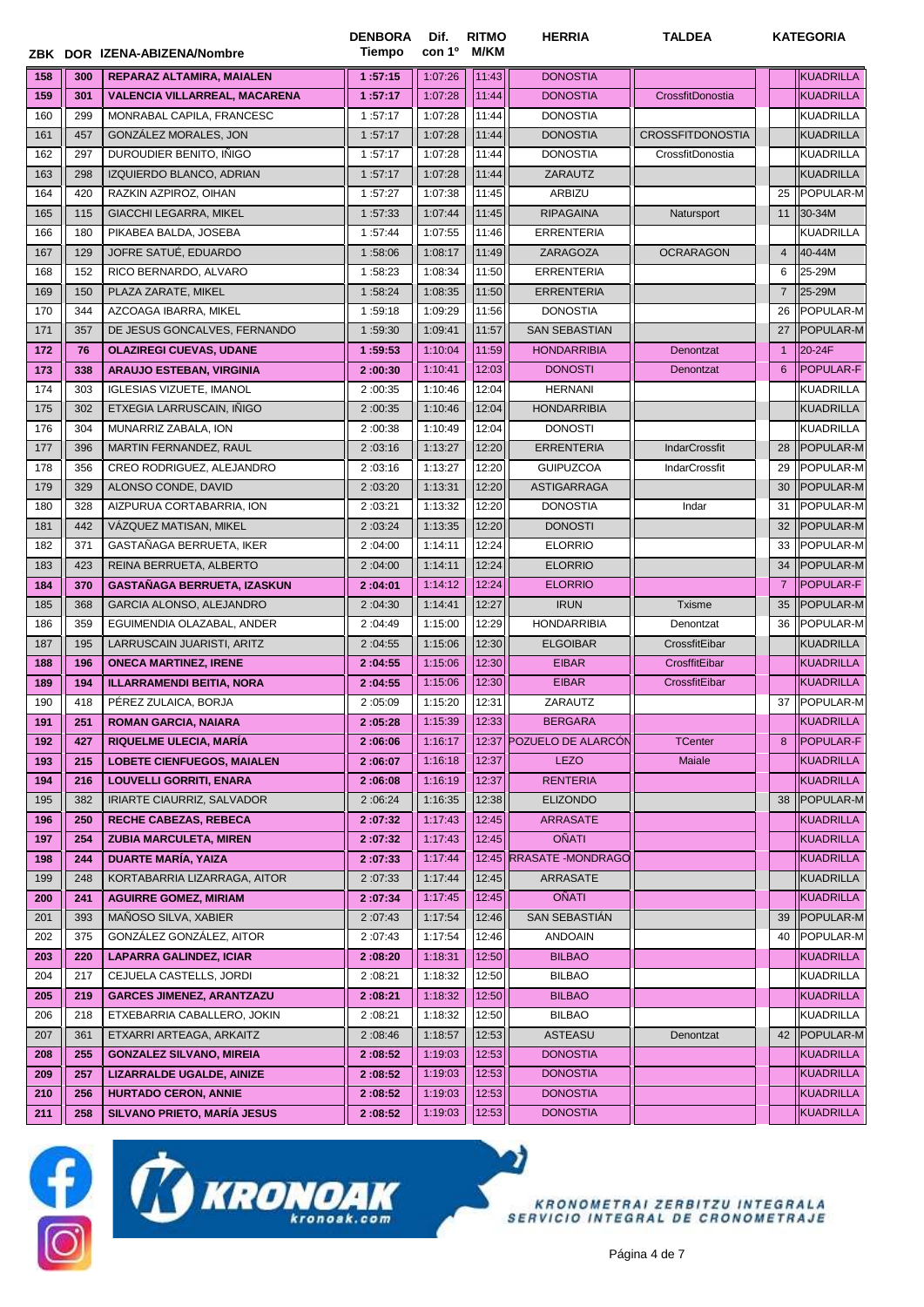| ZBK | DOR | IZENA-ABIZENA/Nombre | DENBORA Tiempo | Dif. con 1º | RITMO M/KM | HERRIA | TALDEA | | KATEGORIA |
|---|---|---|---|---|---|---|---|---|---|
| 158 | 300 | **REPARAZ ALTAMIRA, MAIALEN** | **1:57:15** | 1:07:26 | 11:43 | DONOSTIA | | | KUADRILLA |
| 159 | 301 | **VALENCIA VILLARREAL, MACARENA** | **1:57:17** | 1:07:28 | 11:44 | DONOSTIA | CrossfitDonostia | | KUADRILLA |
| 160 | 299 | MONRABAL CAPILA, FRANCESC | 1:57:17 | 1:07:28 | 11:44 | DONOSTIA | | | KUADRILLA |
| 161 | 457 | GONZÁLEZ MORALES, JON | 1:57:17 | 1:07:28 | 11:44 | DONOSTIA | CROSSFITDONOSTIA | | KUADRILLA |
| 162 | 297 | DUROUDIER BENITO, IÑIGO | 1:57:17 | 1:07:28 | 11:44 | DONOSTIA | CrossfitDonostia | | KUADRILLA |
| 163 | 298 | IZQUIERDO BLANCO, ADRIAN | 1:57:17 | 1:07:28 | 11:44 | ZARAUTZ | | | KUADRILLA |
| 164 | 420 | RAZKIN AZPIROZ, OIHAN | 1:57:27 | 1:07:38 | 11:45 | ARBIZU | | 25 | POPULAR-M |
| 165 | 115 | GIACCHI LEGARRA, MIKEL | 1:57:33 | 1:07:44 | 11:45 | RIPAGAINA | Natursport | 11 | 30-34M |
| 166 | 180 | PIKABEA BALDA, JOSEBA | 1:57:44 | 1:07:55 | 11:46 | ERRENTERIA | | | KUADRILLA |
| 167 | 129 | JOFRE SATUÉ, EDUARDO | 1:58:06 | 1:08:17 | 11:49 | ZARAGOZA | OCRARAGON | 4 | 40-44M |
| 168 | 152 | RICO BERNARDO, ALVARO | 1:58:23 | 1:08:34 | 11:50 | ERRENTERIA | | 6 | 25-29M |
| 169 | 150 | PLAZA ZARATE, MIKEL | 1:58:24 | 1:08:35 | 11:50 | ERRENTERIA | | 7 | 25-29M |
| 170 | 344 | AZCOAGA IBARRA, MIKEL | 1:59:18 | 1:09:29 | 11:56 | DONOSTIA | | 26 | POPULAR-M |
| 171 | 357 | DE JESUS GONCALVES, FERNANDO | 1:59:30 | 1:09:41 | 11:57 | SAN SEBASTIAN | | 27 | POPULAR-M |
| 172 | 76 | **OLAZIREGI CUEVAS, UDANE** | **1:59:53** | 1:10:04 | 11:59 | HONDARRIBIA | Denontzat | 1 | 20-24F |
| 173 | 338 | **ARAUJO ESTEBAN, VIRGINIA** | **2:00:30** | 1:10:41 | 12:03 | DONOSTI | Denontzat | 6 | POPULAR-F |
| 174 | 303 | IGLESIAS VIZUETE, IMANOL | 2:00:35 | 1:10:46 | 12:04 | HERNANI | | | KUADRILLA |
| 175 | 302 | ETXEGIA LARRUSCAIN, IÑIGO | 2:00:35 | 1:10:46 | 12:04 | HONDARRIBIA | | | KUADRILLA |
| 176 | 304 | MUNARRIZ ZABALA, ION | 2:00:38 | 1:10:49 | 12:04 | DONOSTI | | | KUADRILLA |
| 177 | 396 | MARTIN FERNANDEZ, RAUL | 2:03:16 | 1:13:27 | 12:20 | ERRENTERIA | IndarCrossfit | 28 | POPULAR-M |
| 178 | 356 | CREO RODRIGUEZ, ALEJANDRO | 2:03:16 | 1:13:27 | 12:20 | GUIPUZCOA | IndarCrossfit | 29 | POPULAR-M |
| 179 | 329 | ALONSO CONDE, DAVID | 2:03:20 | 1:13:31 | 12:20 | ASTIGARRAGA | | 30 | POPULAR-M |
| 180 | 328 | AIZPURUA CORTABARRIA, ION | 2:03:21 | 1:13:32 | 12:20 | DONOSTIA | Indar | 31 | POPULAR-M |
| 181 | 442 | VÁZQUEZ MATISAN, MIKEL | 2:03:24 | 1:13:35 | 12:20 | DONOSTI | | 32 | POPULAR-M |
| 182 | 371 | GASTAÑAGA BERRUETA, IKER | 2:04:00 | 1:14:11 | 12:24 | ELORRIO | | 33 | POPULAR-M |
| 183 | 423 | REINA BERRUETA, ALBERTO | 2:04:00 | 1:14:11 | 12:24 | ELORRIO | | 34 | POPULAR-M |
| 184 | 370 | **GASTAÑAGA BERRUETA, IZASKUN** | **2:04:01** | 1:14:12 | 12:24 | ELORRIO | | 7 | POPULAR-F |
| 185 | 368 | GARCIA ALONSO, ALEJANDRO | 2:04:30 | 1:14:41 | 12:27 | IRUN | Txisme | 35 | POPULAR-M |
| 186 | 359 | EGUIMENDIA OLAZABAL, ANDER | 2:04:49 | 1:15:00 | 12:29 | HONDARRIBIA | Denontzat | 36 | POPULAR-M |
| 187 | 195 | LARRUSCAIN JUARISTI, ARITZ | 2:04:55 | 1:15:06 | 12:30 | ELGOIBAR | CrossfitEibar | | KUADRILLA |
| 188 | 196 | **ONECA MARTINEZ, IRENE** | **2:04:55** | 1:15:06 | 12:30 | EIBAR | CrossfitEibar | | KUADRILLA |
| 189 | 194 | **ILLARRAMENDI BEITIA, NORA** | **2:04:55** | 1:15:06 | 12:30 | EIBAR | CrossfitEibar | | KUADRILLA |
| 190 | 418 | PÉREZ ZULAICA, BORJA | 2:05:09 | 1:15:20 | 12:31 | ZARAUTZ | | 37 | POPULAR-M |
| 191 | 251 | **ROMAN GARCIA, NAIARA** | **2:05:28** | 1:15:39 | 12:33 | BERGARA | | | KUADRILLA |
| 192 | 427 | **RIQUELME ULECIA, MARÍA** | **2:06:06** | 1:16:17 | 12:37 | POZUELO DE ALARCÓN | TCenter | 8 | POPULAR-F |
| 193 | 215 | **LOBETE CIENFUEGOS, MAIALEN** | **2:06:07** | 1:16:18 | 12:37 | LEZO | Maiale | | KUADRILLA |
| 194 | 216 | **LOUVELLI GORRITI, ENARA** | **2:06:08** | 1:16:19 | 12:37 | RENTERIA | | | KUADRILLA |
| 195 | 382 | IRIARTE CIAURRIZ, SALVADOR | 2:06:24 | 1:16:35 | 12:38 | ELIZONDO | | 38 | POPULAR-M |
| 196 | 250 | **RECHE CABEZAS, REBECA** | **2:07:32** | 1:17:43 | 12:45 | ARRASATE | | | KUADRILLA |
| 197 | 254 | **ZUBIA MARCULETA, MIREN** | **2:07:32** | 1:17:43 | 12:45 | OÑATI | | | KUADRILLA |
| 198 | 244 | **DUARTE MARÍA, YAIZA** | **2:07:33** | 1:17:44 | 12:45 | RRASATE -MONDRAGO | | | KUADRILLA |
| 199 | 248 | KORTABARRIA LIZARRAGA, AITOR | 2:07:33 | 1:17:44 | 12:45 | ARRASATE | | | KUADRILLA |
| 200 | 241 | **AGUIRRE GOMEZ, MIRIAM** | **2:07:34** | 1:17:45 | 12:45 | OÑATI | | | KUADRILLA |
| 201 | 393 | MAÑOSO SILVA, XABIER | 2:07:43 | 1:17:54 | 12:46 | SAN SEBASTIÁN | | 39 | POPULAR-M |
| 202 | 375 | GONZÁLEZ GONZÁLEZ, AITOR | 2:07:43 | 1:17:54 | 12:46 | ANDOAIN | | 40 | POPULAR-M |
| 203 | 220 | **LAPARRA GALINDEZ, ICIAR** | **2:08:20** | 1:18:31 | 12:50 | BILBAO | | | KUADRILLA |
| 204 | 217 | CEJUELA CASTELLS, JORDI | 2:08:21 | 1:18:32 | 12:50 | BILBAO | | | KUADRILLA |
| 205 | 219 | **GARCES JIMENEZ, ARANTZAZU** | **2:08:21** | 1:18:32 | 12:50 | BILBAO | | | KUADRILLA |
| 206 | 218 | ETXEBARRIA CABALLERO, JOKIN | 2:08:21 | 1:18:32 | 12:50 | BILBAO | | | KUADRILLA |
| 207 | 361 | ETXARRI ARTEAGA, ARKAITZ | 2:08:46 | 1:18:57 | 12:53 | ASTEASU | Denontzat | 42 | POPULAR-M |
| 208 | 255 | **GONZALEZ SILVANO, MIREIA** | **2:08:52** | 1:19:03 | 12:53 | DONOSTIA | | | KUADRILLA |
| 209 | 257 | **LIZARRALDE UGALDE, AINIZE** | **2:08:52** | 1:19:03 | 12:53 | DONOSTIA | | | KUADRILLA |
| 210 | 256 | **HURTADO CERON, ANNIE** | **2:08:52** | 1:19:03 | 12:53 | DONOSTIA | | | KUADRILLA |
| 211 | 258 | **SILVANO PRIETO, MARÍA JESUS** | **2:08:52** | 1:19:03 | 12:53 | DONOSTIA | | | KUADRILLA |

KRONOAK kronoak.com

KRONOMETRAI ZERBITZU INTEGRALA
SERVICIO INTEGRAL DE CRONOMETRAJE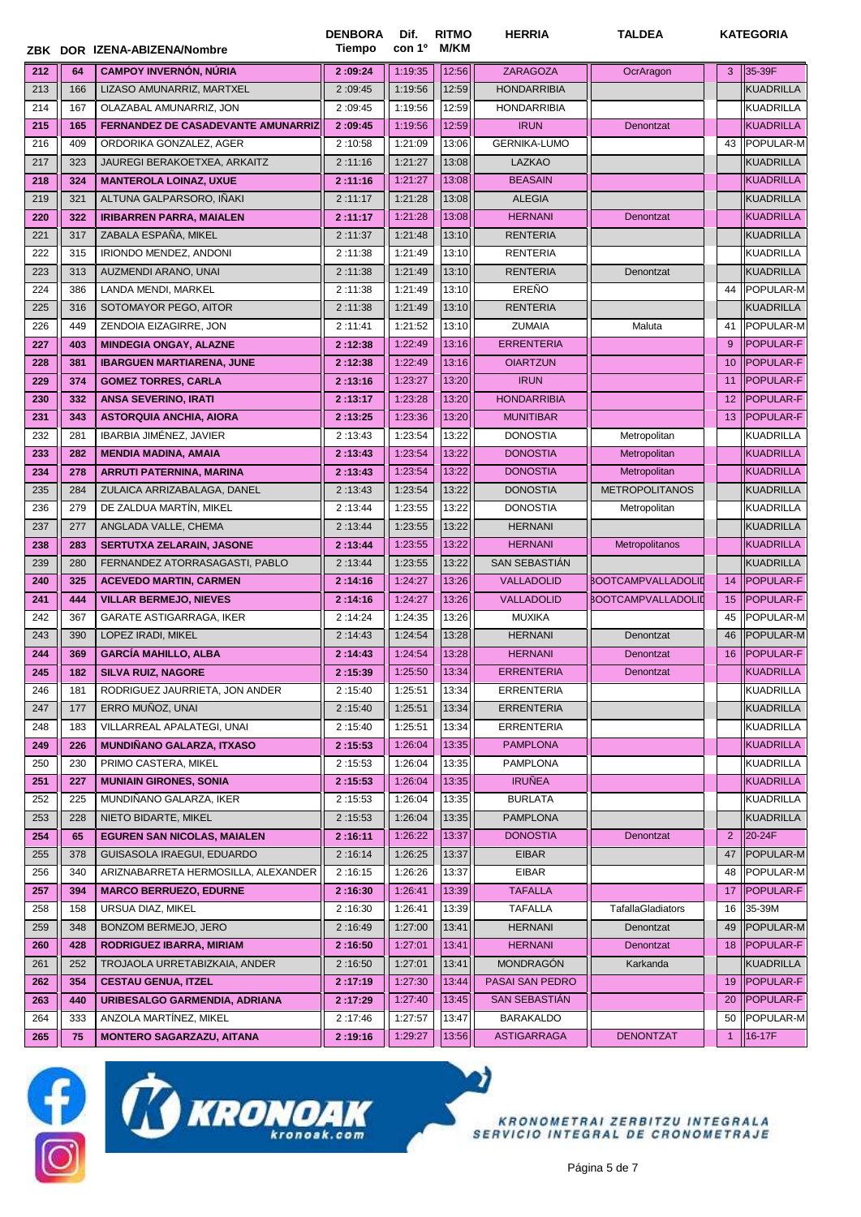| ZBK | DOR | IZENA-ABIZENA/Nombre | DENBORA Tiempo | Dif. con 1º | RITMO M/KM | HERRIA | TALDEA | | KATEGORIA |
|---|---|---|---|---|---|---|---|---|---|
| 212 | 64 | **CAMPOY INVERNÓN, NÚRIA** | **2:09:24** | 1:19:35 | 12:56 | ZARAGOZA | OcrAragon | 3 | 35-39F |
| 213 | 166 | LIZASO AMUNARRIZ, MARTXEL | 2:09:45 | 1:19:56 | 12:59 | HONDARRIBIA | | | KUADRILLA |
| 214 | 167 | OLAZABAL AMUNARRIZ, JON | 2:09:45 | 1:19:56 | 12:59 | HONDARRIBIA | | | KUADRILLA |
| 215 | 165 | **FERNANDEZ DE CASADEVANTE AMUNARRIZ** | **2:09:45** | 1:19:56 | 12:59 | IRUN | Denontzat | | KUADRILLA |
| 216 | 409 | ORDORIKA GONZALEZ, AGER | 2:10:58 | 1:21:09 | 13:06 | GERNIKA-LUMO | | 43 | POPULAR-M |
| 217 | 323 | JAUREGI BERAKOETXEA, ARKAITZ | 2:11:16 | 1:21:27 | 13:08 | LAZKAO | | | KUADRILLA |
| 218 | 324 | **MANTEROLA LOINAZ, UXUE** | **2:11:16** | 1:21:27 | 13:08 | BEASAIN | | | KUADRILLA |
| 219 | 321 | ALTUNA GALPARSORO, IÑAKI | 2:11:17 | 1:21:28 | 13:08 | ALEGIA | | | KUADRILLA |
| 220 | 322 | **IRIBARREN PARRA, MAIALEN** | **2:11:17** | 1:21:28 | 13:08 | HERNANI | Denontzat | | KUADRILLA |
| 221 | 317 | ZABALA ESPAÑA, MIKEL | 2:11:37 | 1:21:48 | 13:10 | RENTERIA | | | KUADRILLA |
| 222 | 315 | IRIONDO MENDEZ, ANDONI | 2:11:38 | 1:21:49 | 13:10 | RENTERIA | | | KUADRILLA |
| 223 | 313 | AUZMENDI ARANO, UNAI | 2:11:38 | 1:21:49 | 13:10 | RENTERIA | Denontzat | | KUADRILLA |
| 224 | 386 | LANDA MENDI, MARKEL | 2:11:38 | 1:21:49 | 13:10 | EREÑO | | 44 | POPULAR-M |
| 225 | 316 | SOTOMAYOR PEGO, AITOR | 2:11:38 | 1:21:49 | 13:10 | RENTERIA | | | KUADRILLA |
| 226 | 449 | ZENDOIA EIZAGIRRE, JON | 2:11:41 | 1:21:52 | 13:10 | ZUMAIA | Maluta | 41 | POPULAR-M |
| 227 | 403 | **MINDEGIA ONGAY, ALAZNE** | **2:12:38** | 1:22:49 | 13:16 | ERRENTERIA | | 9 | POPULAR-F |
| 228 | 381 | **IBARGUEN MARTIARENA, JUNE** | **2:12:38** | 1:22:49 | 13:16 | OIARTZUN | | 10 | POPULAR-F |
| 229 | 374 | **GOMEZ TORRES, CARLA** | **2:13:16** | 1:23:27 | 13:20 | IRUN | | 11 | POPULAR-F |
| 230 | 332 | **ANSA SEVERINO, IRATI** | **2:13:17** | 1:23:28 | 13:20 | HONDARRIBIA | | 12 | POPULAR-F |
| 231 | 343 | **ASTORQUIA ANCHIA, AIORA** | **2:13:25** | 1:23:36 | 13:20 | MUNITIBAR | | 13 | POPULAR-F |
| 232 | 281 | IBARBIA JIMÉNEZ, JAVIER | 2:13:43 | 1:23:54 | 13:22 | DONOSTIA | Metropolitan | | KUADRILLA |
| 233 | 282 | **MENDIA MADINA, AMAIA** | **2:13:43** | 1:23:54 | 13:22 | DONOSTIA | Metropolitan | | KUADRILLA |
| 234 | 278 | **ARRUTI PATERNINA, MARINA** | **2:13:43** | 1:23:54 | 13:22 | DONOSTIA | Metropolitan | | KUADRILLA |
| 235 | 284 | ZULAICA ARRIZABALAGA, DANEL | 2:13:43 | 1:23:54 | 13:22 | DONOSTIA | METROPOLITANOS | | KUADRILLA |
| 236 | 279 | DE ZALDUA MARTÍN, MIKEL | 2:13:44 | 1:23:55 | 13:22 | DONOSTIA | Metropolitan | | KUADRILLA |
| 237 | 277 | ANGLADA VALLE, CHEMA | 2:13:44 | 1:23:55 | 13:22 | HERNANI | | | KUADRILLA |
| 238 | 283 | **SERTUTXA ZELARAIN, JASONE** | **2:13:44** | 1:23:55 | 13:22 | HERNANI | Metropolitanos | | KUADRILLA |
| 239 | 280 | FERNANDEZ ATORRASAGASTI, PABLO | 2:13:44 | 1:23:55 | 13:22 | SAN SEBASTIÁN | | | KUADRILLA |
| 240 | 325 | **ACEVEDO MARTIN, CARMEN** | **2:14:16** | 1:24:27 | 13:26 | VALLADOLID | BOOTCAMPVALLADOLID | 14 | POPULAR-F |
| 241 | 444 | **VILLAR BERMEJO, NIEVES** | **2:14:16** | 1:24:27 | 13:26 | VALLADOLID | BOOTCAMPVALLADOLID | 15 | POPULAR-F |
| 242 | 367 | GARATE ASTIGARRAGA, IKER | 2:14:24 | 1:24:35 | 13:26 | MUXIKA | | 45 | POPULAR-M |
| 243 | 390 | LOPEZ IRADI, MIKEL | 2:14:43 | 1:24:54 | 13:28 | HERNANI | Denontzat | 46 | POPULAR-M |
| 244 | 369 | **GARCÍA MAHILLO, ALBA** | **2:14:43** | 1:24:54 | 13:28 | HERNANI | Denontzat | 16 | POPULAR-F |
| 245 | 182 | **SILVA RUIZ, NAGORE** | **2:15:39** | 1:25:50 | 13:34 | ERRENTERIA | Denontzat | | KUADRILLA |
| 246 | 181 | RODRIGUEZ JAURRIETA, JON ANDER | 2:15:40 | 1:25:51 | 13:34 | ERRENTERIA | | | KUADRILLA |
| 247 | 177 | ERRO MUÑOZ, UNAI | 2:15:40 | 1:25:51 | 13:34 | ERRENTERIA | | | KUADRILLA |
| 248 | 183 | VILLARREAL APALATEGI, UNAI | 2:15:40 | 1:25:51 | 13:34 | ERRENTERIA | | | KUADRILLA |
| 249 | 226 | **MUNDIÑANO GALARZA, ITXASO** | **2:15:53** | 1:26:04 | 13:35 | PAMPLONA | | | KUADRILLA |
| 250 | 230 | PRIMO CASTERA, MIKEL | 2:15:53 | 1:26:04 | 13:35 | PAMPLONA | | | KUADRILLA |
| 251 | 227 | **MUNIAIN GIRONES, SONIA** | **2:15:53** | 1:26:04 | 13:35 | IRUÑEA | | | KUADRILLA |
| 252 | 225 | MUNDIÑANO GALARZA, IKER | 2:15:53 | 1:26:04 | 13:35 | BURLATA | | | KUADRILLA |
| 253 | 228 | NIETO BIDARTE, MIKEL | 2:15:53 | 1:26:04 | 13:35 | PAMPLONA | | | KUADRILLA |
| 254 | 65 | **EGUREN SAN NICOLAS, MAIALEN** | **2:16:11** | 1:26:22 | 13:37 | DONOSTIA | Denontzat | 2 | 20-24F |
| 255 | 378 | GUISASOLA IRAEGUI, EDUARDO | 2:16:14 | 1:26:25 | 13:37 | EIBAR | | 47 | POPULAR-M |
| 256 | 340 | ARIZNABARRETA HERMOSILLA, ALEXANDER | 2:16:15 | 1:26:26 | 13:37 | EIBAR | | 48 | POPULAR-M |
| 257 | 394 | **MARCO BERRUEZO, EDURNE** | **2:16:30** | 1:26:41 | 13:39 | TAFALLA | | 17 | POPULAR-F |
| 258 | 158 | URSUA DIAZ, MIKEL | 2:16:30 | 1:26:41 | 13:39 | TAFALLA | TafallaGladiators | 16 | 35-39M |
| 259 | 348 | BONZOM BERMEJO, JERO | 2:16:49 | 1:27:00 | 13:41 | HERNANI | Denontzat | 49 | POPULAR-M |
| 260 | 428 | **RODRIGUEZ IBARRA, MIRIAM** | **2:16:50** | 1:27:01 | 13:41 | HERNANI | Denontzat | 18 | POPULAR-F |
| 261 | 252 | TROJAOLA URRETABIZKAIA, ANDER | 2:16:50 | 1:27:01 | 13:41 | MONDRAGÓN | Karkanda | | KUADRILLA |
| 262 | 354 | **CESTAU GENUA, ITZEL** | **2:17:19** | 1:27:30 | 13:44 | PASAI SAN PEDRO | | 19 | POPULAR-F |
| 263 | 440 | **URIBESALGO GARMENDIA, ADRIANA** | **2:17:29** | 1:27:40 | 13:45 | SAN SEBASTIÁN | | 20 | POPULAR-F |
| 264 | 333 | ANZOLA MARTÍNEZ, MIKEL | 2:17:46 | 1:27:57 | 13:47 | BARAKALDO | | 50 | POPULAR-M |
| 265 | 75 | **MONTERO SAGARZAZU, AITANA** | **2:19:16** | 1:29:27 | 13:56 | ASTIGARRAGA | DENONTZAT | 1 | 16-17F |

KRONOAK kronoak.com

KRONOMETRAI ZERBITZU INTEGRALA
SERVICIO INTEGRAL DE CRONOMETRAJE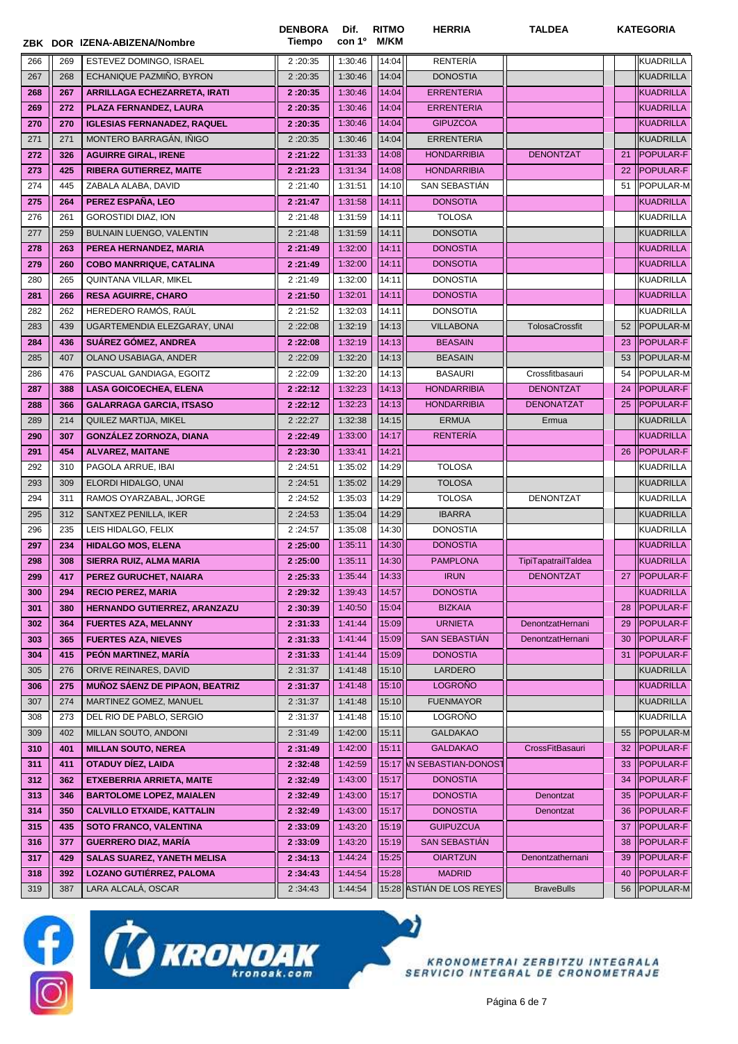| ZBK | DOR | IZENA-ABIZENA/Nombre | DENBORA Tiempo | Dif. con 1º | RITMO M/KM | HERRIA | TALDEA | | KATEGORIA |
|---|---|---|---|---|---|---|---|---|---|
| 266 | 269 | ESTEVEZ DOMINGO, ISRAEL | 2:20:35 | 1:30:46 | 14:04 | RENTERÍA | | | KUADRILLA |
| 267 | 268 | ECHANIQUE PAZMIÑO, BYRON | 2:20:35 | 1:30:46 | 14:04 | DONOSTIA | | | KUADRILLA |
| 268 | 267 | **ARRILLAGA ECHEZARRETA, IRATI** | **2:20:35** | 1:30:46 | 14:04 | ERRENTERIA | | | KUADRILLA |
| 269 | 272 | **PLAZA FERNANDEZ, LAURA** | **2:20:35** | 1:30:46 | 14:04 | ERRENTERIA | | | KUADRILLA |
| 270 | 270 | **IGLESIAS FERNANDEZ, RAQUEL** | **2:20:35** | 1:30:46 | 14:04 | GIPUZCOA | | | KUADRILLA |
| 271 | 271 | MONTERO BARRAGÁN, IÑIGO | 2:20:35 | 1:30:46 | 14:04 | ERRENTERIA | | | KUADRILLA |
| 272 | 326 | **AGUIRRE GIRAL, IRENE** | **2:21:22** | 1:31:33 | 14:08 | HONDARRIBIA | DENONTZAT | 21 | POPULAR-F |
| 273 | 425 | **RIBERA GUTIERREZ, MAITE** | **2:21:23** | 1:31:34 | 14:08 | HONDARRIBIA | | 22 | POPULAR-F |
| 274 | 445 | ZABALA ALABA, DAVID | 2:21:40 | 1:31:51 | 14:10 | SAN SEBASTIÁN | | 51 | POPULAR-M |
| 275 | 264 | **PEREZ ESPAÑA, LEO** | **2:21:47** | 1:31:58 | 14:11 | DONSOTIA | | | KUADRILLA |
| 276 | 261 | GOROSTIDI DIAZ, ION | 2:21:48 | 1:31:59 | 14:11 | TOLOSA | | | KUADRILLA |
| 277 | 259 | BULNAIN LUENGO, VALENTIN | 2:21:48 | 1:31:59 | 14:11 | DONSOTIA | | | KUADRILLA |
| 278 | 263 | **PEREA HERNANDEZ, MARIA** | **2:21:49** | 1:32:00 | 14:11 | DONOSTIA | | | KUADRILLA |
| 279 | 260 | **COBO MANRRIQUE, CATALINA** | **2:21:49** | 1:32:00 | 14:11 | DONSOTIA | | | KUADRILLA |
| 280 | 265 | QUINTANA VILLAR, MIKEL | 2:21:49 | 1:32:00 | 14:11 | DONOSTIA | | | KUADRILLA |
| 281 | 266 | **RESA AGUIRRE, CHARO** | **2:21:50** | 1:32:01 | 14:11 | DONOSTIA | | | KUADRILLA |
| 282 | 262 | HEREDERO RAMÓS, RAÚL | 2:21:52 | 1:32:03 | 14:11 | DONSOTIA | | | KUADRILLA |
| 283 | 439 | UGARTEMENDIA ELEZGARAY, UNAI | 2:22:08 | 1:32:19 | 14:13 | VILLABONA | TolosaCrossfit | 52 | POPULAR-M |
| 284 | 436 | **SUÁREZ GÓMEZ, ANDREA** | **2:22:08** | 1:32:19 | 14:13 | BEASAIN | | 23 | POPULAR-F |
| 285 | 407 | OLANO USABIAGA, ANDER | 2:22:09 | 1:32:20 | 14:13 | BEASAIN | | 53 | POPULAR-M |
| 286 | 476 | PASCUAL GANDIAGA, EGOITZ | 2:22:09 | 1:32:20 | 14:13 | BASAURI | Crossfitbasauri | 54 | POPULAR-M |
| 287 | 388 | **LASA GOICOECHEA, ELENA** | **2:22:12** | 1:32:23 | 14:13 | HONDARRIBIA | DENONTZAT | 24 | POPULAR-F |
| 288 | 366 | **GALARRAGA GARCIA, ITSASO** | **2:22:12** | 1:32:23 | 14:13 | HONDARRIBIA | DENONATZAT | 25 | POPULAR-F |
| 289 | 214 | QUILEZ MARTIJA, MIKEL | 2:22:27 | 1:32:38 | 14:15 | ERMUA | Ermua | | KUADRILLA |
| 290 | 307 | **GONZÁLEZ ZORNOZA, DIANA** | **2:22:49** | 1:33:00 | 14:17 | RENTERÍA | | | KUADRILLA |
| 291 | 454 | **ALVAREZ, MAITANE** | **2:23:30** | 1:33:41 | 14:21 | | | 26 | POPULAR-F |
| 292 | 310 | PAGOLA ARRUE, IBAI | 2:24:51 | 1:35:02 | 14:29 | TOLOSA | | | KUADRILLA |
| 293 | 309 | ELORDI HIDALGO, UNAI | 2:24:51 | 1:35:02 | 14:29 | TOLOSA | | | KUADRILLA |
| 294 | 311 | RAMOS OYARZABAL, JORGE | 2:24:52 | 1:35:03 | 14:29 | TOLOSA | DENONTZAT | | KUADRILLA |
| 295 | 312 | SANTXEZ PENILLA, IKER | 2:24:53 | 1:35:04 | 14:29 | IBARRA | | | KUADRILLA |
| 296 | 235 | LEIS HIDALGO, FELIX | 2:24:57 | 1:35:08 | 14:30 | DONOSTIA | | | KUADRILLA |
| 297 | 234 | **HIDALGO MOS, ELENA** | **2:25:00** | 1:35:11 | 14:30 | DONOSTIA | | | KUADRILLA |
| 298 | 308 | **SIERRA RUIZ, ALMA MARIA** | **2:25:00** | 1:35:11 | 14:30 | PAMPLONA | TipiTapatrailTaldea | | KUADRILLA |
| 299 | 417 | **PEREZ GURUCHET, NAIARA** | **2:25:33** | 1:35:44 | 14:33 | IRUN | DENONTZAT | 27 | POPULAR-F |
| 300 | 294 | **RECIO PEREZ, MARIA** | **2:29:32** | 1:39:43 | 14:57 | DONOSTIA | | | KUADRILLA |
| 301 | 380 | **HERNANDO GUTIERREZ, ARANZAZU** | **2:30:39** | 1:40:50 | 15:04 | BIZKAIA | | 28 | POPULAR-F |
| 302 | 364 | **FUERTES AZA, MELANNY** | **2:31:33** | 1:41:44 | 15:09 | URNIETA | DenontzatHernani | 29 | POPULAR-F |
| 303 | 365 | **FUERTES AZA, NIEVES** | **2:31:33** | 1:41:44 | 15:09 | SAN SEBASTIÁN | DenontzatHernani | 30 | POPULAR-F |
| 304 | 415 | **PEÓN MARTINEZ, MARÍA** | **2:31:33** | 1:41:44 | 15:09 | DONOSTIA | | 31 | POPULAR-F |
| 305 | 276 | ORIVE REINARES, DAVID | 2:31:37 | 1:41:48 | 15:10 | LARDERO | | | KUADRILLA |
| 306 | 275 | **MUÑOZ SÁENZ DE PIPAON, BEATRIZ** | **2:31:37** | 1:41:48 | 15:10 | LOGROÑO | | | KUADRILLA |
| 307 | 274 | MARTINEZ GOMEZ, MANUEL | 2:31:37 | 1:41:48 | 15:10 | FUENMAYOR | | | KUADRILLA |
| 308 | 273 | DEL RIO DE PABLO, SERGIO | 2:31:37 | 1:41:48 | 15:10 | LOGROÑO | | | KUADRILLA |
| 309 | 402 | MILLAN SOUTO, ANDONI | 2:31:49 | 1:42:00 | 15:11 | GALDAKAO | | 55 | POPULAR-M |
| 310 | 401 | **MILLAN SOUTO, NEREA** | **2:31:49** | 1:42:00 | 15:11 | GALDAKAO | CrossFitBasauri | 32 | POPULAR-F |
| 311 | 411 | **OTADUY DÍEZ, LAIDA** | **2:32:48** | 1:42:59 | 15:17 | N SEBASTIAN-DONOST | | 33 | POPULAR-F |
| 312 | 362 | **ETXEBERRIA ARRIETA, MAITE** | **2:32:49** | 1:43:00 | 15:17 | DONOSTIA | | 34 | POPULAR-F |
| 313 | 346 | **BARTOLOME LOPEZ, MAIALEN** | **2:32:49** | 1:43:00 | 15:17 | DONOSTIA | Denontzat | 35 | POPULAR-F |
| 314 | 350 | **CALVILLO ETXAIDE, KATTALIN** | **2:32:49** | 1:43:00 | 15:17 | DONOSTIA | Denontzat | 36 | POPULAR-F |
| 315 | 435 | **SOTO FRANCO, VALENTINA** | **2:33:09** | 1:43:20 | 15:19 | GUIPUZCUA | | 37 | POPULAR-F |
| 316 | 377 | **GUERRERO DIAZ, MARÍA** | **2:33:09** | 1:43:20 | 15:19 | SAN SEBASTIÁN | | 38 | POPULAR-F |
| 317 | 429 | **SALAS SUAREZ, YANETH MELISA** | **2:34:13** | 1:44:24 | 15:25 | OIARTZUN | Denontzathernani | 39 | POPULAR-F |
| 318 | 392 | **LOZANO GUTIÉRREZ, PALOMA** | **2:34:43** | 1:44:54 | 15:28 | MADRID | | 40 | POPULAR-F |
| 319 | 387 | LARA ALCALÁ, OSCAR | 2:34:43 | 1:44:54 | 15:28 | ASTIÁN DE LOS REYES | BraveBulls | 56 | POPULAR-M |

KRONOAK kronoak.com

KRONOMETRAI ZERBITZU INTEGRALA
SERVICIO INTEGRAL DE CRONOMETRAJE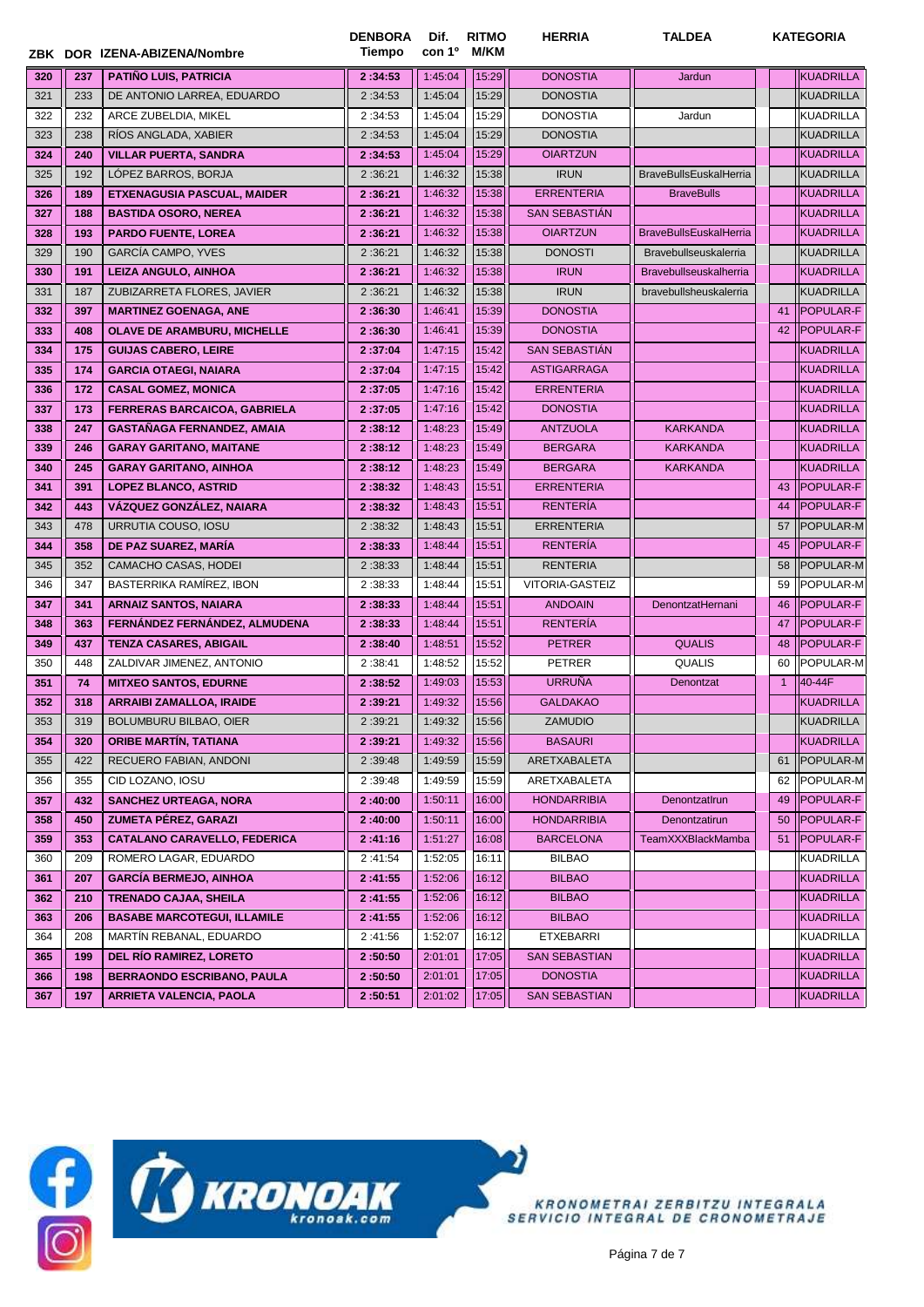| ZBK | DOR | IZENA-ABIZENA/Nombre | DENBORA Tiempo | Dif. con 1º | RITMO M/KM | HERRIA | TALDEA | | KATEGORIA |
|---|---|---|---|---|---|---|---|---|---|
| 320 | 237 | **PATIÑO LUIS, PATRICIA** | 2:34:53 | 1:45:04 | 15:29 | DONOSTIA | Jardun | | KUADRILLA |
| 321 | 233 | DE ANTONIO LARREA, EDUARDO | 2:34:53 | 1:45:04 | 15:29 | DONOSTIA | | | KUADRILLA |
| 322 | 232 | ARCE ZUBELDIA, MIKEL | 2:34:53 | 1:45:04 | 15:29 | DONOSTIA | Jardun | | KUADRILLA |
| 323 | 238 | RÍOS ANGLADA, XABIER | 2:34:53 | 1:45:04 | 15:29 | DONOSTIA | | | KUADRILLA |
| 324 | 240 | **VILLAR PUERTA, SANDRA** | 2:34:53 | 1:45:04 | 15:29 | OIARTZUN | | | KUADRILLA |
| 325 | 192 | LÓPEZ BARROS, BORJA | 2:36:21 | 1:46:32 | 15:38 | IRUN | BraveBullsEuskalHerria | | KUADRILLA |
| 326 | 189 | **ETXENAGUSIA PASCUAL, MAIDER** | 2:36:21 | 1:46:32 | 15:38 | ERRENTERIA | BraveBulls | | KUADRILLA |
| 327 | 188 | **BASTIDA OSORO, NEREA** | 2:36:21 | 1:46:32 | 15:38 | SAN SEBASTIÁN | | | KUADRILLA |
| 328 | 193 | **PARDO FUENTE, LOREA** | 2:36:21 | 1:46:32 | 15:38 | OIARTZUN | BraveBullsEuskalHerria | | KUADRILLA |
| 329 | 190 | GARCÍA CAMPO, YVES | 2:36:21 | 1:46:32 | 15:38 | DONOSTI | Bravebullseuskalerria | | KUADRILLA |
| 330 | 191 | **LEIZA ANGULO, AINHOA** | 2:36:21 | 1:46:32 | 15:38 | IRUN | Bravebullseuskalherria | | KUADRILLA |
| 331 | 187 | ZUBIZARRETA FLORES, JAVIER | 2:36:21 | 1:46:32 | 15:38 | IRUN | bravebullsheuskalerria | | KUADRILLA |
| 332 | 397 | **MARTINEZ GOENAGA, ANE** | 2:36:30 | 1:46:41 | 15:39 | DONOSTIA | | 41 | POPULAR-F |
| 333 | 408 | **OLAVE DE ARAMBURU, MICHELLE** | 2:36:30 | 1:46:41 | 15:39 | DONOSTIA | | 42 | POPULAR-F |
| 334 | 175 | **GUIJAS CABERO, LEIRE** | 2:37:04 | 1:47:15 | 15:42 | SAN SEBASTIÁN | | | KUADRILLA |
| 335 | 174 | **GARCIA OTAEGI, NAIARA** | 2:37:04 | 1:47:15 | 15:42 | ASTIGARRAGA | | | KUADRILLA |
| 336 | 172 | **CASAL GOMEZ, MONICA** | 2:37:05 | 1:47:16 | 15:42 | ERRENTERIA | | | KUADRILLA |
| 337 | 173 | **FERRERAS BARCAICOA, GABRIELA** | 2:37:05 | 1:47:16 | 15:42 | DONOSTIA | | | KUADRILLA |
| 338 | 247 | **GASTAÑAGA FERNANDEZ, AMAIA** | 2:38:12 | 1:48:23 | 15:49 | ANTZUOLA | KARKANDA | | KUADRILLA |
| 339 | 246 | **GARAY GARITANO, MAITANE** | 2:38:12 | 1:48:23 | 15:49 | BERGARA | KARKANDA | | KUADRILLA |
| 340 | 245 | **GARAY GARITANO, AINHOA** | 2:38:12 | 1:48:23 | 15:49 | BERGARA | KARKANDA | | KUADRILLA |
| 341 | 391 | **LOPEZ BLANCO, ASTRID** | 2:38:32 | 1:48:43 | 15:51 | ERRENTERIA | | 43 | POPULAR-F |
| 342 | 443 | **VÁZQUEZ GONZÁLEZ, NAIARA** | 2:38:32 | 1:48:43 | 15:51 | RENTERÍA | | 44 | POPULAR-F |
| 343 | 478 | URRUTIA COUSO, IOSU | 2:38:32 | 1:48:43 | 15:51 | ERRENTERIA | | 57 | POPULAR-M |
| 344 | 358 | **DE PAZ SUAREZ, MARÍA** | 2:38:33 | 1:48:44 | 15:51 | RENTERÍA | | 45 | POPULAR-F |
| 345 | 352 | CAMACHO CASAS, HODEI | 2:38:33 | 1:48:44 | 15:51 | RENTERIA | | 58 | POPULAR-M |
| 346 | 347 | BASTERRIKA RAMÍREZ, IBON | 2:38:33 | 1:48:44 | 15:51 | VITORIA-GASTEIZ | | 59 | POPULAR-M |
| 347 | 341 | **ARNAIZ SANTOS, NAIARA** | 2:38:33 | 1:48:44 | 15:51 | ANDOAIN | DenontzatHernani | 46 | POPULAR-F |
| 348 | 363 | **FERNÁNDEZ FERNÁNDEZ, ALMUDENA** | 2:38:33 | 1:48:44 | 15:51 | RENTERÍA | | 47 | POPULAR-F |
| 349 | 437 | **TENZA CASARES, ABIGAIL** | 2:38:40 | 1:48:51 | 15:52 | PETRER | QUALIS | 48 | POPULAR-F |
| 350 | 448 | ZALDIVAR JIMENEZ, ANTONIO | 2:38:41 | 1:48:52 | 15:52 | PETRER | QUALIS | 60 | POPULAR-M |
| 351 | 74 | **MITXEO SANTOS, EDURNE** | 2:38:52 | 1:49:03 | 15:53 | URRUÑA | Denontzat | 1 | 40-44F |
| 352 | 318 | **ARRAIBI ZAMALLOA, IRAIDE** | 2:39:21 | 1:49:32 | 15:56 | GALDAKAO | | | KUADRILLA |
| 353 | 319 | BOLUMBURU BILBAO, OIER | 2:39:21 | 1:49:32 | 15:56 | ZAMUDIO | | | KUADRILLA |
| 354 | 320 | **ORIBE MARTÍN, TATIANA** | 2:39:21 | 1:49:32 | 15:56 | BASAURI | | | KUADRILLA |
| 355 | 422 | RECUERO FABIAN, ANDONI | 2:39:48 | 1:49:59 | 15:59 | ARETXABALETA | | 61 | POPULAR-M |
| 356 | 355 | CID LOZANO, IOSU | 2:39:48 | 1:49:59 | 15:59 | ARETXABALETA | | 62 | POPULAR-M |
| 357 | 432 | **SANCHEZ URTEAGA, NORA** | 2:40:00 | 1:50:11 | 16:00 | HONDARRIBIA | DenontzatIrun | 49 | POPULAR-F |
| 358 | 450 | **ZUMETA PÉREZ, GARAZI** | 2:40:00 | 1:50:11 | 16:00 | HONDARRIBIA | Denontzatirun | 50 | POPULAR-F |
| 359 | 353 | **CATALANO CARAVELLO, FEDERICA** | 2:41:16 | 1:51:27 | 16:08 | BARCELONA | TeamXXXBlackMamba | 51 | POPULAR-F |
| 360 | 209 | ROMERO LAGAR, EDUARDO | 2:41:54 | 1:52:05 | 16:11 | BILBAO | | | KUADRILLA |
| 361 | 207 | **GARCÍA BERMEJO, AINHOA** | 2:41:55 | 1:52:06 | 16:12 | BILBAO | | | KUADRILLA |
| 362 | 210 | **TRENADO CAJAA, SHEILA** | 2:41:55 | 1:52:06 | 16:12 | BILBAO | | | KUADRILLA |
| 363 | 206 | **BASABE MARCOTEGUI, ILLAMILE** | 2:41:55 | 1:52:06 | 16:12 | BILBAO | | | KUADRILLA |
| 364 | 208 | MARTÍN REBANAL, EDUARDO | 2:41:56 | 1:52:07 | 16:12 | ETXEBARRI | | | KUADRILLA |
| 365 | 199 | **DEL RÍO RAMIREZ, LORETO** | 2:50:50 | 2:01:01 | 17:05 | SAN SEBASTIAN | | | KUADRILLA |
| 366 | 198 | **BERRAONDO ESCRIBANO, PAULA** | 2:50:50 | 2:01:01 | 17:05 | DONOSTIA | | | KUADRILLA |
| 367 | 197 | **ARRIETA VALENCIA, PAOLA** | 2:50:51 | 2:01:02 | 17:05 | SAN SEBASTIAN | | | KUADRILLA |

KRONOAK kronoak.com

KRONOMETRAI ZERBITZU INTEGRALA
SERVICIO INTEGRAL DE CRONOMETRAJE